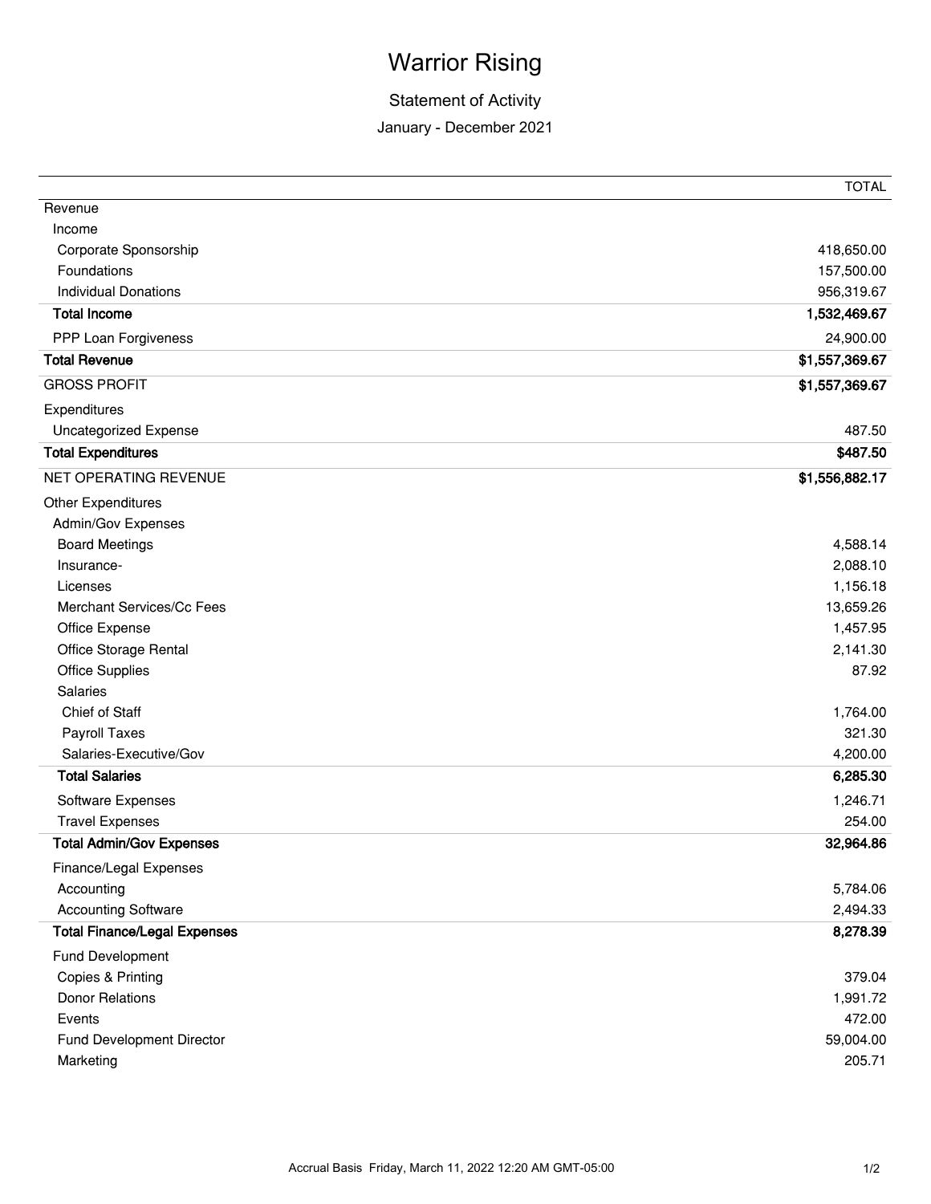# Warrior Rising

## Statement of Activity

January - December 2021

| | TOTAL |
|---|---|
| Revenue | |
| Income | |
| Corporate Sponsorship | 418,650.00 |
| Foundations | 157,500.00 |
| Individual Donations | 956,319.67 |
| **Total Income** | **1,532,469.67** |
| PPP Loan Forgiveness | 24,900.00 |
| **Total Revenue** | **$1,557,369.67** |
| GROSS PROFIT | **$1,557,369.67** |
| Expenditures | |
| Uncategorized Expense | 487.50 |
| **Total Expenditures** | **$487.50** |
| NET OPERATING REVENUE | **$1,556,882.17** |
| Other Expenditures | |
| Admin/Gov Expenses | |
| Board Meetings | 4,588.14 |
| Insurance- | 2,088.10 |
| Licenses | 1,156.18 |
| Merchant Services/Cc Fees | 13,659.26 |
| Office Expense | 1,457.95 |
| Office Storage Rental | 2,141.30 |
| Office Supplies | 87.92 |
| Salaries | |
| Chief of Staff | 1,764.00 |
| Payroll Taxes | 321.30 |
| Salaries-Executive/Gov | 4,200.00 |
| **Total Salaries** | **6,285.30** |
| Software Expenses | 1,246.71 |
| Travel Expenses | 254.00 |
| **Total Admin/Gov Expenses** | **32,964.86** |
| Finance/Legal Expenses | |
| Accounting | 5,784.06 |
| Accounting Software | 2,494.33 |
| **Total Finance/Legal Expenses** | **8,278.39** |
| Fund Development | |
| Copies & Printing | 379.04 |
| Donor Relations | 1,991.72 |
| Events | 472.00 |
| Fund Development Director | 59,004.00 |
| Marketing | 205.71 |

Accrual Basis Friday, March 11, 2022 12:20 AM GMT-05:00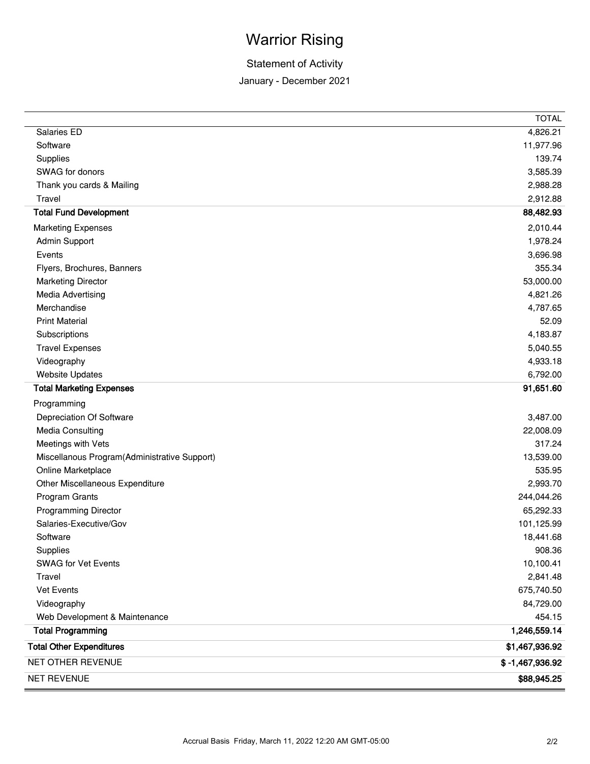# Warrior Rising

## Statement of Activity

January - December 2021

| | TOTAL |
|---|---|
| Salaries ED | 4,826.21 |
| Software | 11,977.96 |
| Supplies | 139.74 |
| SWAG for donors | 3,585.39 |
| Thank you cards & Mailing | 2,988.28 |
| Travel | 2,912.88 |
| **Total Fund Development** | **88,482.93** |
| Marketing Expenses | 2,010.44 |
| Admin Support | 1,978.24 |
| Events | 3,696.98 |
| Flyers, Brochures, Banners | 355.34 |
| Marketing Director | 53,000.00 |
| Media Advertising | 4,821.26 |
| Merchandise | 4,787.65 |
| Print Material | 52.09 |
| Subscriptions | 4,183.87 |
| Travel Expenses | 5,040.55 |
| Videography | 4,933.18 |
| Website Updates | 6,792.00 |
| **Total Marketing Expenses** | **91,651.60** |
| Programming | |
| Depreciation Of Software | 3,487.00 |
| Media Consulting | 22,008.09 |
| Meetings with Vets | 317.24 |
| Miscellanous Program(Administrative Support) | 13,539.00 |
| Online Marketplace | 535.95 |
| Other Miscellaneous Expenditure | 2,993.70 |
| Program Grants | 244,044.26 |
| Programming Director | 65,292.33 |
| Salaries-Executive/Gov | 101,125.99 |
| Software | 18,441.68 |
| Supplies | 908.36 |
| SWAG for Vet Events | 10,100.41 |
| Travel | 2,841.48 |
| Vet Events | 675,740.50 |
| Videography | 84,729.00 |
| Web Development & Maintenance | 454.15 |
| **Total Programming** | **1,246,559.14** |
| **Total Other Expenditures** | **$1,467,936.92** |
| NET OTHER REVENUE | **$ -1,467,936.92** |
| NET REVENUE | **$88,945.25** |

Accrual Basis Friday, March 11, 2022 12:20 AM GMT-05:00